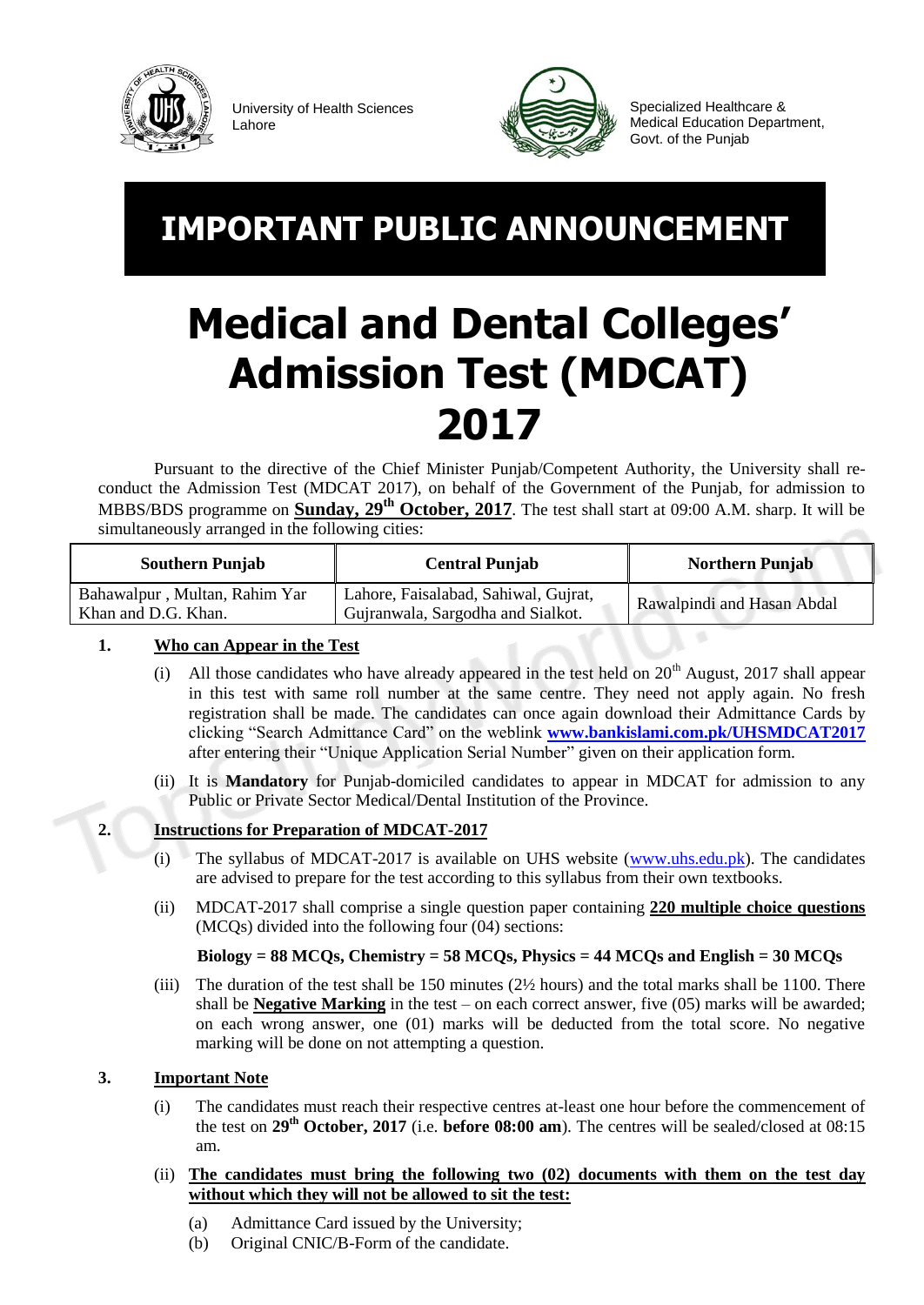University of Health Sciences
Lahore

Specialized Healthcare &
Medical Education Department,
Govt. of the Punjab

# IMPORTANT PUBLIC ANNOUNCEMENT

# Medical and Dental Colleges' Admission Test (MDCAT) 2017

Pursuant to the directive of the Chief Minister Punjab/Competent Authority, the University shall re-conduct the Admission Test (MDCAT 2017), on behalf of the Government of the Punjab, for admission to MBBS/BDS programme on **Sunday, 29th October, 2017**. The test shall start at 09:00 A.M. sharp. It will be simultaneously arranged in the following cities:

| Southern Punjab | Central Punjab | Northern Punjab |
|---|---|---|
| Bahawalpur , Multan, Rahim Yar Khan and D.G. Khan. | Lahore, Faisalabad, Sahiwal, Gujrat, Gujranwala, Sargodha and Sialkot. | Rawalpindi and Hasan Abdal |

**1. Who can Appear in the Test**

(i) All those candidates who have already appeared in the test held on 20th August, 2017 shall appear in this test with same roll number at the same centre. They need not apply again. No fresh registration shall be made. The candidates can once again download their Admittance Cards by clicking "Search Admittance Card" on the weblink **www.bankislami.com.pk/UHSMDCAT2017** after entering their "Unique Application Serial Number" given on their application form.

(ii) It is **Mandatory** for Punjab-domiciled candidates to appear in MDCAT for admission to any Public or Private Sector Medical/Dental Institution of the Province.

**2. Instructions for Preparation of MDCAT-2017**

(i) The syllabus of MDCAT-2017 is available on UHS website (www.uhs.edu.pk). The candidates are advised to prepare for the test according to this syllabus from their own textbooks.

(ii) MDCAT-2017 shall comprise a single question paper containing **220 multiple choice questions** (MCQs) divided into the following four (04) sections:

**Biology = 88 MCQs, Chemistry = 58 MCQs, Physics = 44 MCQs and English = 30 MCQs**

(iii) The duration of the test shall be 150 minutes (2½ hours) and the total marks shall be 1100. There shall be **Negative Marking** in the test – on each correct answer, five (05) marks will be awarded; on each wrong answer, one (01) marks will be deducted from the total score. No negative marking will be done on not attempting a question.

**3. Important Note**

(i) The candidates must reach their respective centres at-least one hour before the commencement of the test on **29th October, 2017** (i.e. **before 08:00 am**). The centres will be sealed/closed at 08:15 am.

(ii) **The candidates must bring the following two (02) documents with them on the test day without which they will not be allowed to sit the test:**

(a) Admittance Card issued by the University;
(b) Original CNIC/B-Form of the candidate.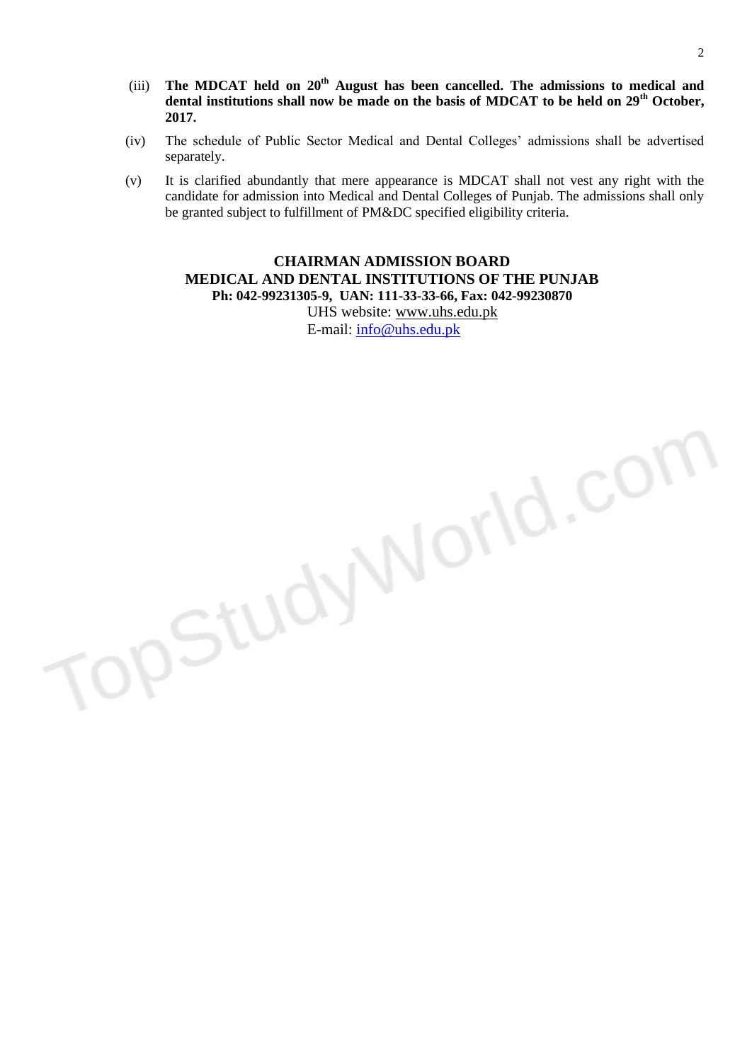(iii) **The MDCAT held on 20th August has been cancelled. The admissions to medical and dental institutions shall now be made on the basis of MDCAT to be held on 29th October, 2017.**

(iv) The schedule of Public Sector Medical and Dental Colleges' admissions shall be advertised separately.

(v) It is clarified abundantly that mere appearance is MDCAT shall not vest any right with the candidate for admission into Medical and Dental Colleges of Punjab. The admissions shall only be granted subject to fulfillment of PM&DC specified eligibility criteria.

**CHAIRMAN ADMISSION BOARD**
**MEDICAL AND DENTAL INSTITUTIONS OF THE PUNJAB**
**Ph: 042-99231305-9, UAN: 111-33-33-66, Fax: 042-99230870**
UHS website: www.uhs.edu.pk
E-mail: info@uhs.edu.pk